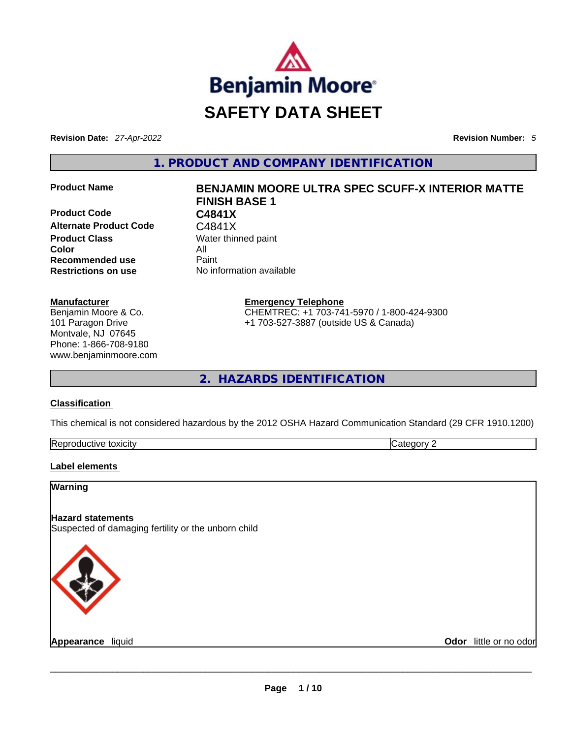# SAFETY DATA SHEET

**Revision Date:** *27-Apr-2022*

**Revision Number:** *5*

## 1. PRODUCT AND COMPANY IDENTIFICATION

| | |
|---|---|
| **Product Name** | **BENJAMIN MOORE ULTRA SPEC SCUFF-X INTERIOR MATTE FINISH BASE 1** |
| **Product Code** | **C4841X** |
| **Alternate Product Code** | C4841X |
| **Product Class** | Water thinned paint |
| **Color** | All |
| **Recommended use** | Paint |
| **Restrictions on use** | No information available |

**Manufacturer**
Benjamin Moore & Co.
101 Paragon Drive
Montvale, NJ 07645
Phone: 1-866-708-9180
www.benjaminmoore.com

**Emergency Telephone**
CHEMTREC: +1 703-741-5970 / 1-800-424-9300
+1 703-527-3887 (outside US & Canada)

## 2. HAZARDS IDENTIFICATION

### Classification

This chemical is not considered hazardous by the 2012 OSHA Hazard Communication Standard (29 CFR 1910.1200)

| | |
|---|---|
| Reproductive toxicity | Category 2 |

### Label elements

**Warning**

**Hazard statements**
Suspected of damaging fertility or the unborn child

**Appearance** liquid

**Odor** little or no odor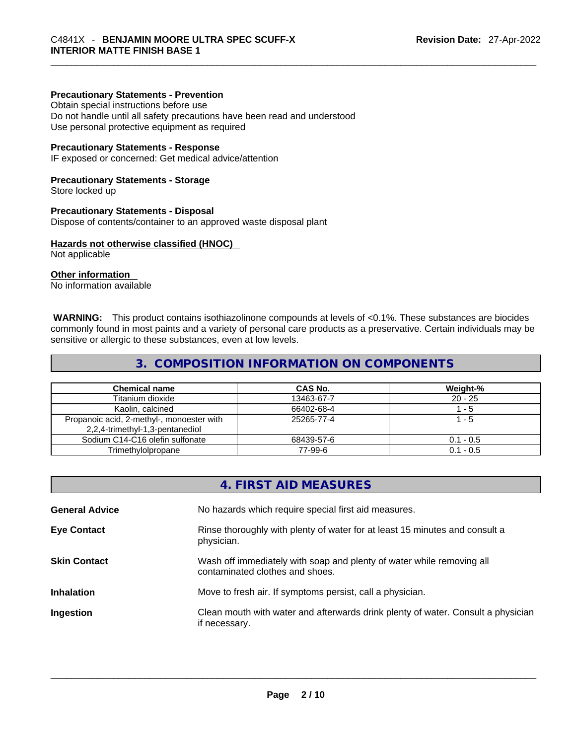**Precautionary Statements - Prevention**
Obtain special instructions before use
Do not handle until all safety precautions have been read and understood
Use personal protective equipment as required

**Precautionary Statements - Response**
IF exposed or concerned: Get medical advice/attention

**Precautionary Statements - Storage**
Store locked up

**Precautionary Statements - Disposal**
Dispose of contents/container to an approved waste disposal plant

**Hazards not otherwise classified (HNOC)**
Not applicable

**Other information**
No information available

**WARNING:** This product contains isothiazolinone compounds at levels of <0.1%. These substances are biocides commonly found in most paints and a variety of personal care products as a preservative. Certain individuals may be sensitive or allergic to these substances, even at low levels.

## 3. COMPOSITION INFORMATION ON COMPONENTS

| Chemical name | CAS No. | Weight-% |
|---|---|---|
| Titanium dioxide | 13463-67-7 | 20 - 25 |
| Kaolin, calcined | 66402-68-4 | 1 - 5 |
| Propanoic acid, 2-methyl-, monoester with 2,2,4-trimethyl-1,3-pentanediol | 25265-77-4 | 1 - 5 |
| Sodium C14-C16 olefin sulfonate | 68439-57-6 | 0.1 - 0.5 |
| Trimethylolpropane | 77-99-6 | 0.1 - 0.5 |

## 4. FIRST AID MEASURES

**General Advice**
No hazards which require special first aid measures.

**Eye Contact**
Rinse thoroughly with plenty of water for at least 15 minutes and consult a physician.

**Skin Contact**
Wash off immediately with soap and plenty of water while removing all contaminated clothes and shoes.

**Inhalation**
Move to fresh air. If symptoms persist, call a physician.

**Ingestion**
Clean mouth with water and afterwards drink plenty of water. Consult a physician if necessary.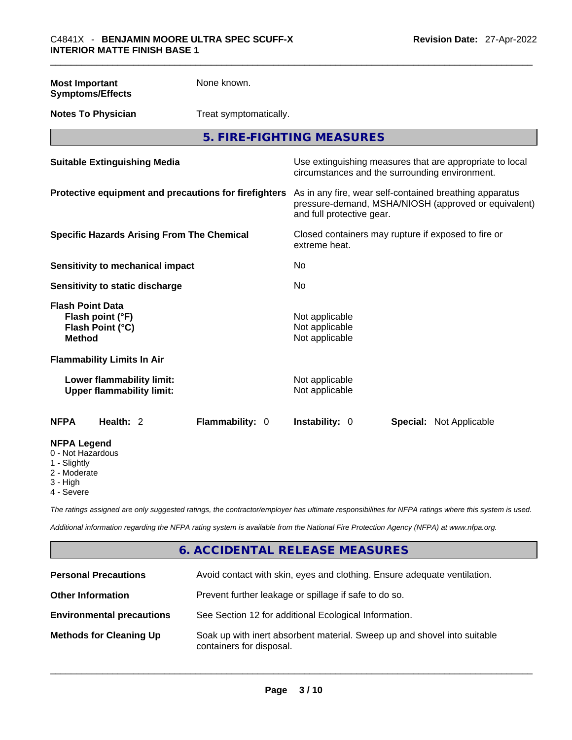| | |
|---|---|
| **Most Important Symptoms/Effects** | None known. |
| **Notes To Physician** | Treat symptomatically. |

## 5. FIRE-FIGHTING MEASURES

| | |
|---|---|
| **Suitable Extinguishing Media** | Use extinguishing measures that are appropriate to local circumstances and the surrounding environment. |
| **Protective equipment and precautions for firefighters** | As in any fire, wear self-contained breathing apparatus pressure-demand, MSHA/NIOSH (approved or equivalent) and full protective gear. |
| **Specific Hazards Arising From The Chemical** | Closed containers may rupture if exposed to fire or extreme heat. |
| **Sensitivity to mechanical impact** | No |
| **Sensitivity to static discharge** | No |

**Flash Point Data**

| | |
|---|---|
| **Flash point (°F)** | Not applicable |
| **Flash Point (°C)** | Not applicable |
| **Method** | Not applicable |

**Flammability Limits In Air**

| | |
|---|---|
| **Lower flammability limit:** | Not applicable |
| **Upper flammability limit:** | Not applicable |

| **NFPA** | **Health:** 2 | **Flammability:** 0 | **Instability:** 0 | **Special:** Not Applicable |
|---|---|---|---|---|

**NFPA Legend**
- 0 - Not Hazardous
- 1 - Slightly
- 2 - Moderate
- 3 - High
- 4 - Severe

*The ratings assigned are only suggested ratings, the contractor/employer has ultimate responsibilities for NFPA ratings where this system is used.*

*Additional information regarding the NFPA rating system is available from the National Fire Protection Agency (NFPA) at www.nfpa.org.*

## 6. ACCIDENTAL RELEASE MEASURES

| | |
|---|---|
| **Personal Precautions** | Avoid contact with skin, eyes and clothing. Ensure adequate ventilation. |
| **Other Information** | Prevent further leakage or spillage if safe to do so. |
| **Environmental precautions** | See Section 12 for additional Ecological Information. |
| **Methods for Cleaning Up** | Soak up with inert absorbent material. Sweep up and shovel into suitable containers for disposal. |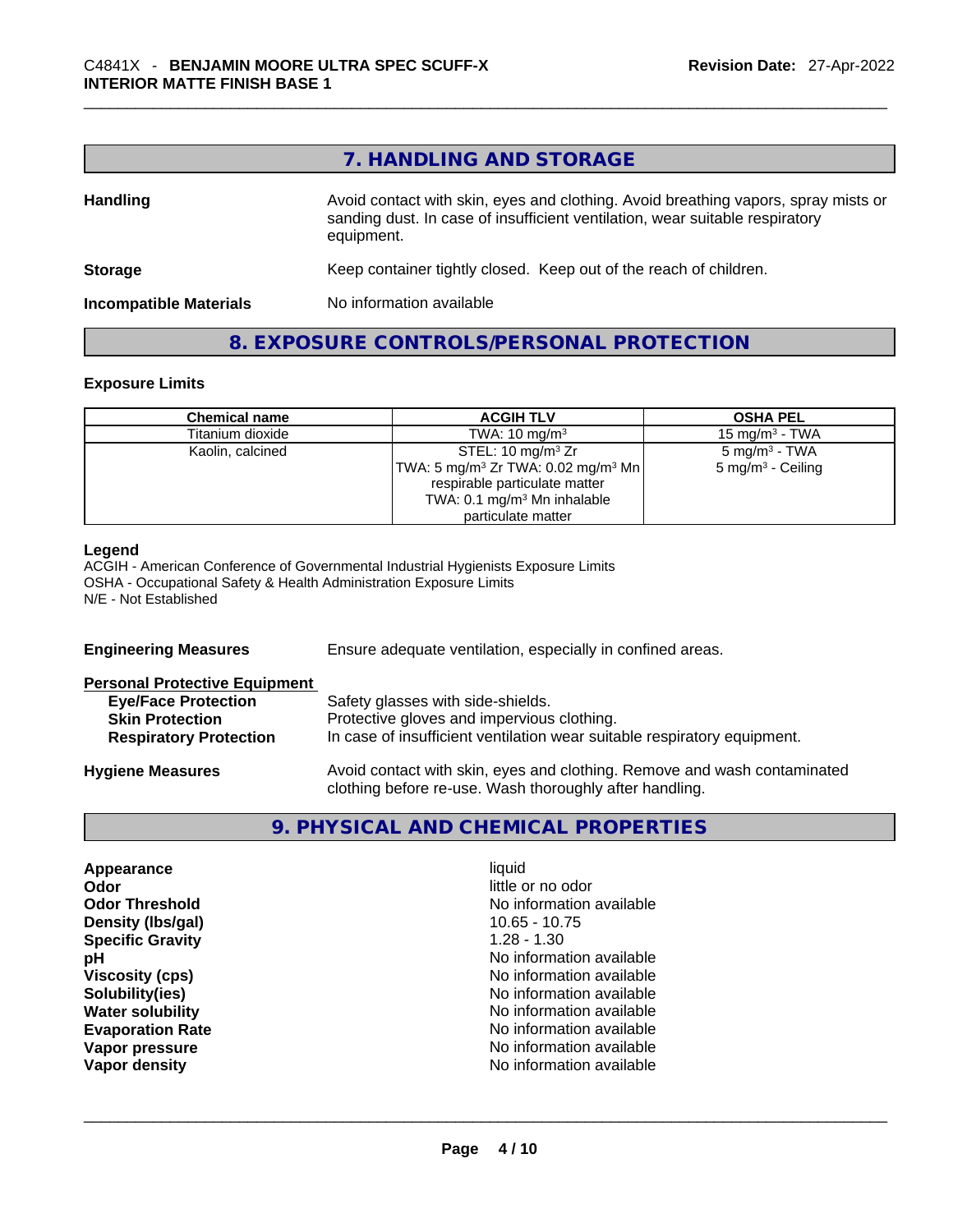## 7. HANDLING AND STORAGE

**Handling** Avoid contact with skin, eyes and clothing. Avoid breathing vapors, spray mists or sanding dust. In case of insufficient ventilation, wear suitable respiratory equipment.

**Storage** Keep container tightly closed. Keep out of the reach of children.

**Incompatible Materials** No information available

## 8. EXPOSURE CONTROLS/PERSONAL PROTECTION

### Exposure Limits

| Chemical name | ACGIH TLV | OSHA PEL |
|---|---|---|
| Titanium dioxide | TWA: 10 mg/m³ | 15 mg/m³ - TWA |
| Kaolin, calcined | STEL: 10 mg/m³ Zr<br>TWA: 5 mg/m³ Zr TWA: 0.02 mg/m³ Mn respirable particulate matter<br>TWA: 0.1 mg/m³ Mn inhalable particulate matter | 5 mg/m³ - TWA<br>5 mg/m³ - Ceiling |

**Legend**
ACGIH - American Conference of Governmental Industrial Hygienists Exposure Limits
OSHA - Occupational Safety & Health Administration Exposure Limits
N/E - Not Established

**Engineering Measures** Ensure adequate ventilation, especially in confined areas.

**Personal Protective Equipment**

- **Eye/Face Protection** Safety glasses with side-shields.
- **Skin Protection** Protective gloves and impervious clothing.
- **Respiratory Protection** In case of insufficient ventilation wear suitable respiratory equipment.

**Hygiene Measures** Avoid contact with skin, eyes and clothing. Remove and wash contaminated clothing before re-use. Wash thoroughly after handling.

## 9. PHYSICAL AND CHEMICAL PROPERTIES

| | |
|---|---|
| **Appearance** | liquid |
| **Odor** | little or no odor |
| **Odor Threshold** | No information available |
| **Density (lbs/gal)** | 10.65 - 10.75 |
| **Specific Gravity** | 1.28 - 1.30 |
| **pH** | No information available |
| **Viscosity (cps)** | No information available |
| **Solubility(ies)** | No information available |
| **Water solubility** | No information available |
| **Evaporation Rate** | No information available |
| **Vapor pressure** | No information available |
| **Vapor density** | No information available |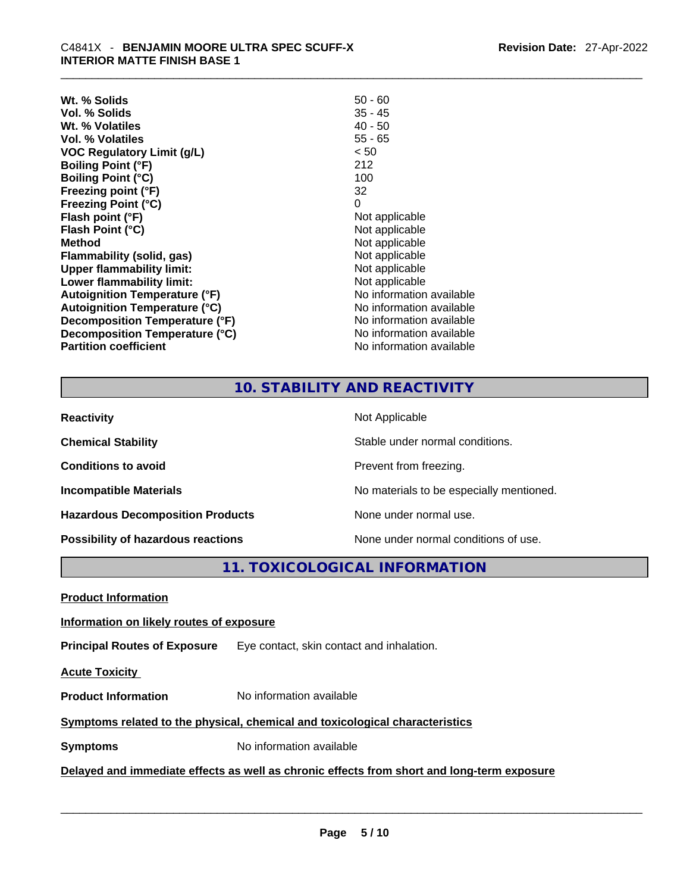| | |
|---|---|
| **Wt. % Solids** | 50 - 60 |
| **Vol. % Solids** | 35 - 45 |
| **Wt. % Volatiles** | 40 - 50 |
| **Vol. % Volatiles** | 55 - 65 |
| **VOC Regulatory Limit (g/L)** | < 50 |
| **Boiling Point (°F)** | 212 |
| **Boiling Point (°C)** | 100 |
| **Freezing point (°F)** | 32 |
| **Freezing Point (°C)** | 0 |
| **Flash point (°F)** | Not applicable |
| **Flash Point (°C)** | Not applicable |
| **Method** | Not applicable |
| **Flammability (solid, gas)** | Not applicable |
| **Upper flammability limit:** | Not applicable |
| **Lower flammability limit:** | Not applicable |
| **Autoignition Temperature (°F)** | No information available |
| **Autoignition Temperature (°C)** | No information available |
| **Decomposition Temperature (°F)** | No information available |
| **Decomposition Temperature (°C)** | No information available |
| **Partition coefficient** | No information available |

## 10. STABILITY AND REACTIVITY

| | |
|---|---|
| **Reactivity** | Not Applicable |
| **Chemical Stability** | Stable under normal conditions. |
| **Conditions to avoid** | Prevent from freezing. |
| **Incompatible Materials** | No materials to be especially mentioned. |
| **Hazardous Decomposition Products** | None under normal use. |
| **Possibility of hazardous reactions** | None under normal conditions of use. |

## 11. TOXICOLOGICAL INFORMATION

**Product Information**

**Information on likely routes of exposure**

**Principal Routes of Exposure** Eye contact, skin contact and inhalation.

**Acute Toxicity**

**Product Information** No information available

**Symptoms related to the physical, chemical and toxicological characteristics**

**Symptoms** No information available

**Delayed and immediate effects as well as chronic effects from short and long-term exposure**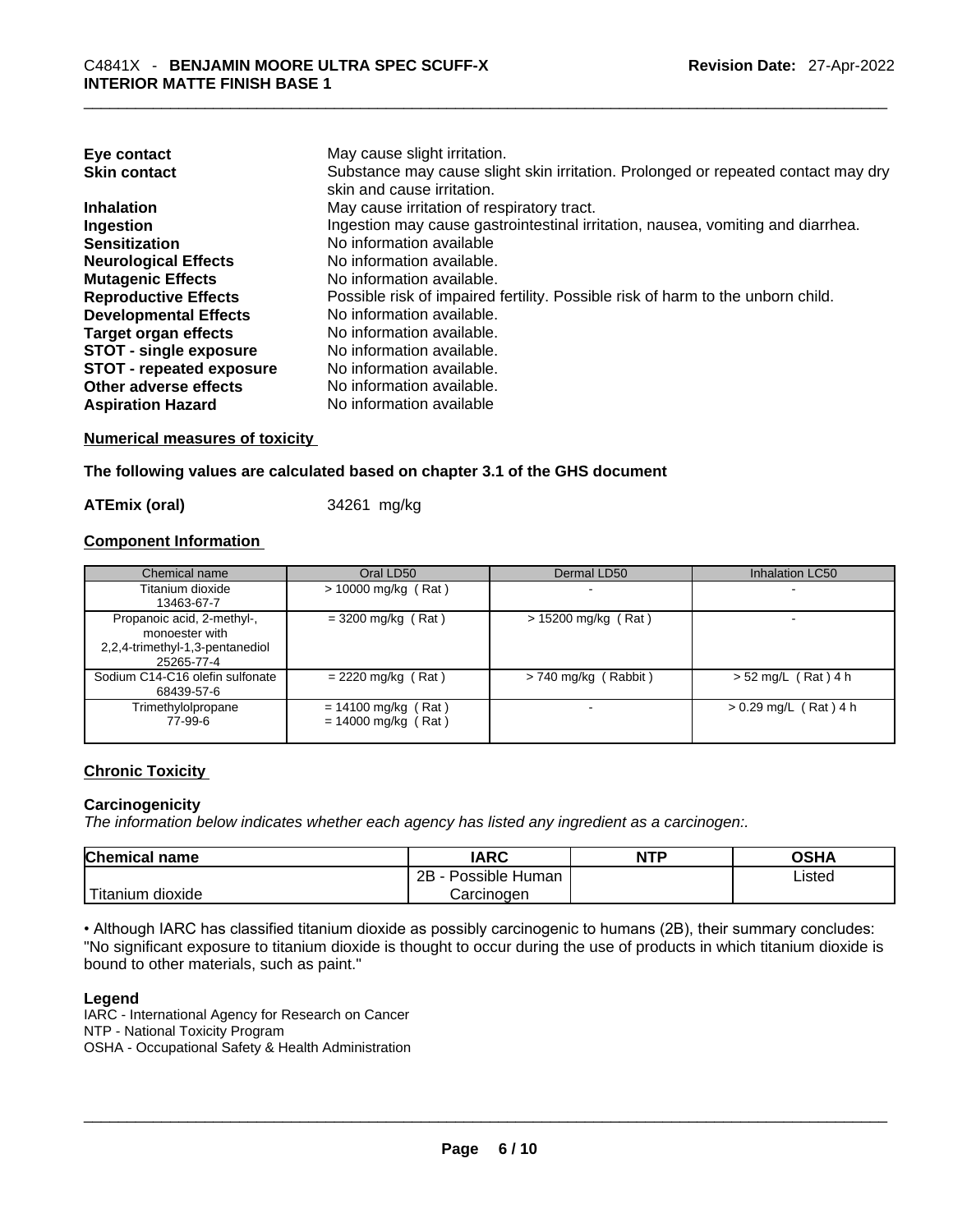| | |
|---|---|
| **Eye contact** | May cause slight irritation. |
| **Skin contact** | Substance may cause slight skin irritation. Prolonged or repeated contact may dry skin and cause irritation. |
| **Inhalation** | May cause irritation of respiratory tract. |
| **Ingestion** | Ingestion may cause gastrointestinal irritation, nausea, vomiting and diarrhea. |
| **Sensitization** | No information available |
| **Neurological Effects** | No information available. |
| **Mutagenic Effects** | No information available. |
| **Reproductive Effects** | Possible risk of impaired fertility. Possible risk of harm to the unborn child. |
| **Developmental Effects** | No information available. |
| **Target organ effects** | No information available. |
| **STOT - single exposure** | No information available. |
| **STOT - repeated exposure** | No information available. |
| **Other adverse effects** | No information available. |
| **Aspiration Hazard** | No information available |

**Numerical measures of toxicity**

**The following values are calculated based on chapter 3.1 of the GHS document**

**ATEmix (oral)** 34261 mg/kg

**Component Information**

| Chemical name | Oral LD50 | Dermal LD50 | Inhalation LC50 |
|---|---|---|---|
| Titanium dioxide 13463-67-7 | > 10000 mg/kg ( Rat ) | - | - |
| Propanoic acid, 2-methyl-, monoester with 2,2,4-trimethyl-1,3-pentanediol 25265-77-4 | = 3200 mg/kg ( Rat ) | > 15200 mg/kg ( Rat ) | - |
| Sodium C14-C16 olefin sulfonate 68439-57-6 | = 2220 mg/kg ( Rat ) | > 740 mg/kg ( Rabbit ) | > 52 mg/L ( Rat ) 4 h |
| Trimethylolpropane 77-99-6 | = 14100 mg/kg ( Rat ) = 14000 mg/kg ( Rat ) | - | > 0.29 mg/L ( Rat ) 4 h |

**Chronic Toxicity**

**Carcinogenicity**

*The information below indicates whether each agency has listed any ingredient as a carcinogen:.*

| Chemical name | IARC | NTP | OSHA |
|---|---|---|---|
| Titanium dioxide | 2B - Possible Human Carcinogen | | Listed |

• Although IARC has classified titanium dioxide as possibly carcinogenic to humans (2B), their summary concludes: "No significant exposure to titanium dioxide is thought to occur during the use of products in which titanium dioxide is bound to other materials, such as paint."

**Legend**

IARC - International Agency for Research on Cancer
NTP - National Toxicity Program
OSHA - Occupational Safety & Health Administration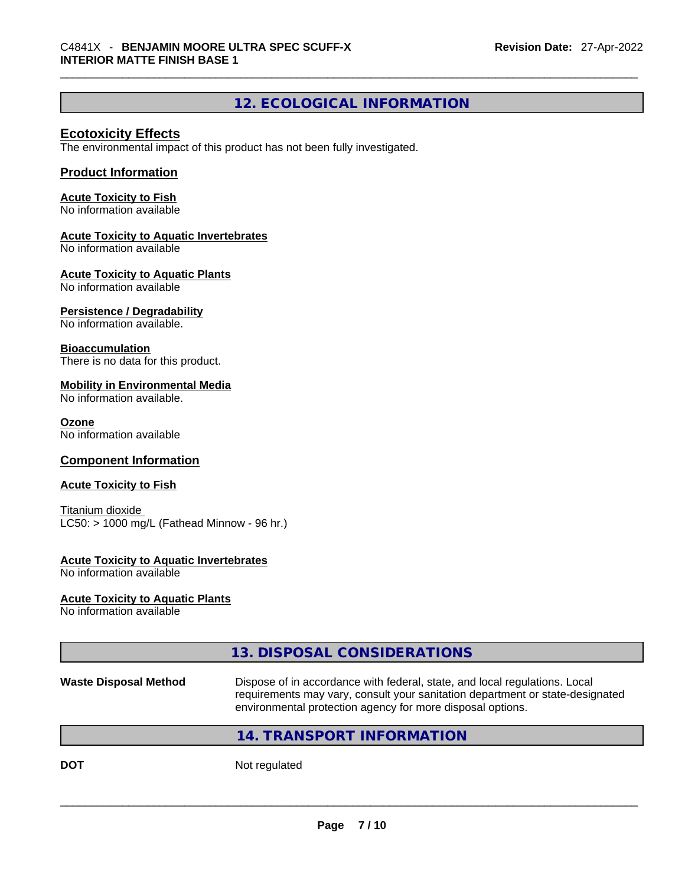## 12. ECOLOGICAL INFORMATION

### Ecotoxicity Effects

The environmental impact of this product has not been fully investigated.

### Product Information

**Acute Toxicity to Fish**
No information available

**Acute Toxicity to Aquatic Invertebrates**
No information available

**Acute Toxicity to Aquatic Plants**
No information available

**Persistence / Degradability**
No information available.

**Bioaccumulation**
There is no data for this product.

**Mobility in Environmental Media**
No information available.

**Ozone**
No information available

### Component Information

**Acute Toxicity to Fish**

Titanium dioxide
LC50: > 1000 mg/L (Fathead Minnow - 96 hr.)

**Acute Toxicity to Aquatic Invertebrates**
No information available

**Acute Toxicity to Aquatic Plants**
No information available

## 13. DISPOSAL CONSIDERATIONS

**Waste Disposal Method** Dispose of in accordance with federal, state, and local regulations. Local requirements may vary, consult your sanitation department or state-designated environmental protection agency for more disposal options.

## 14. TRANSPORT INFORMATION

**DOT** Not regulated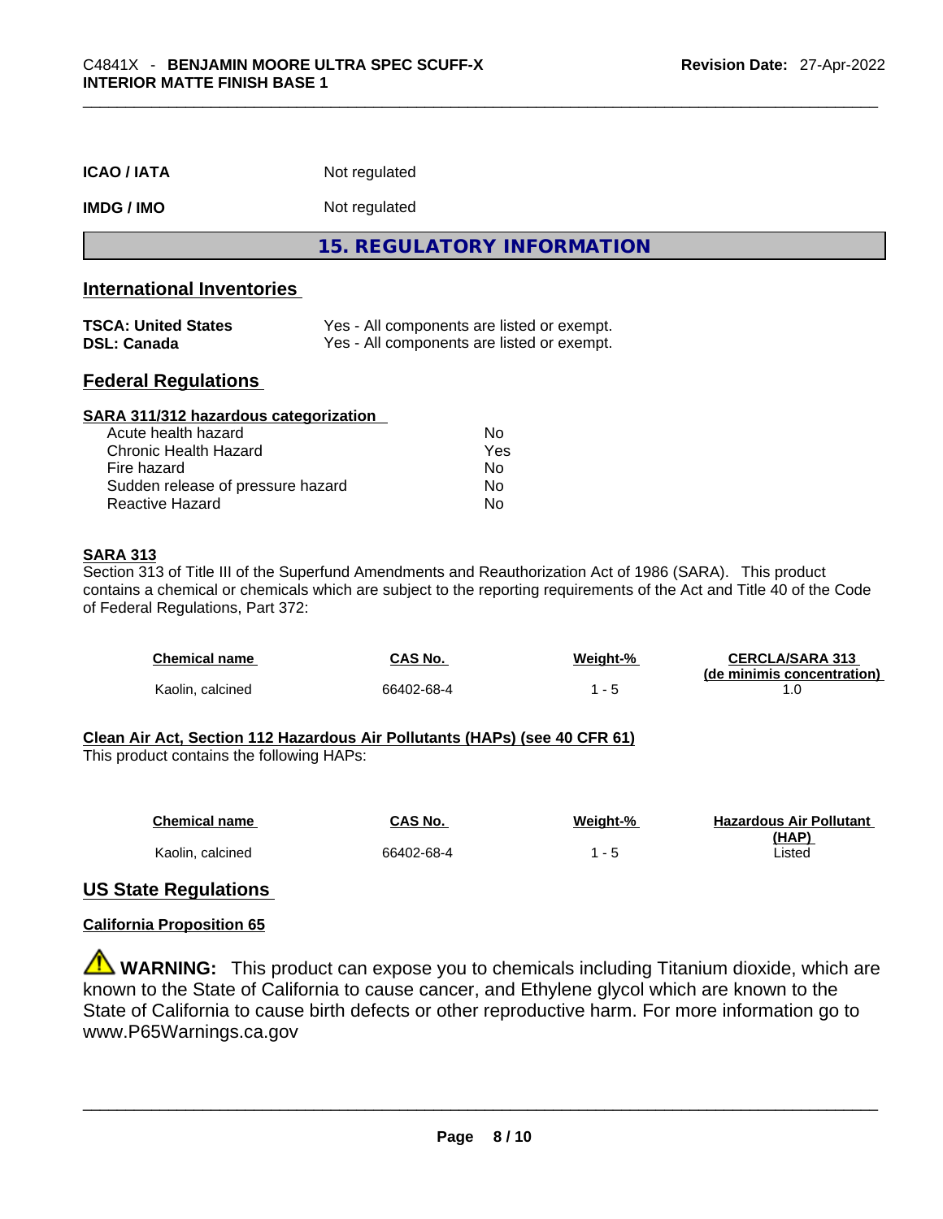| | |
|---|---|
| **ICAO / IATA** | Not regulated |
| **IMDG / IMO** | Not regulated |

## 15. REGULATORY INFORMATION

### International Inventories

| | |
|---|---|
| **TSCA: United States** | Yes - All components are listed or exempt. |
| **DSL: Canada** | Yes - All components are listed or exempt. |

### Federal Regulations

**SARA 311/312 hazardous categorization**

| | |
|---|---|
| Acute health hazard | No |
| Chronic Health Hazard | Yes |
| Fire hazard | No |
| Sudden release of pressure hazard | No |
| Reactive Hazard | No |

**SARA 313**

Section 313 of Title III of the Superfund Amendments and Reauthorization Act of 1986 (SARA). This product contains a chemical or chemicals which are subject to the reporting requirements of the Act and Title 40 of the Code of Federal Regulations, Part 372:

| Chemical name | CAS No. | Weight-% | CERCLA/SARA 313 (de minimis concentration) |
|---|---|---|---|
| Kaolin, calcined | 66402-68-4 | 1 - 5 | 1.0 |

**Clean Air Act, Section 112 Hazardous Air Pollutants (HAPs) (see 40 CFR 61)**

This product contains the following HAPs:

| Chemical name | CAS No. | Weight-% | Hazardous Air Pollutant (HAP) |
|---|---|---|---|
| Kaolin, calcined | 66402-68-4 | 1 - 5 | Listed |

### US State Regulations

**California Proposition 65**

⚠ **WARNING:** This product can expose you to chemicals including Titanium dioxide, which are known to the State of California to cause cancer, and Ethylene glycol which are known to the State of California to cause birth defects or other reproductive harm. For more information go to www.P65Warnings.ca.gov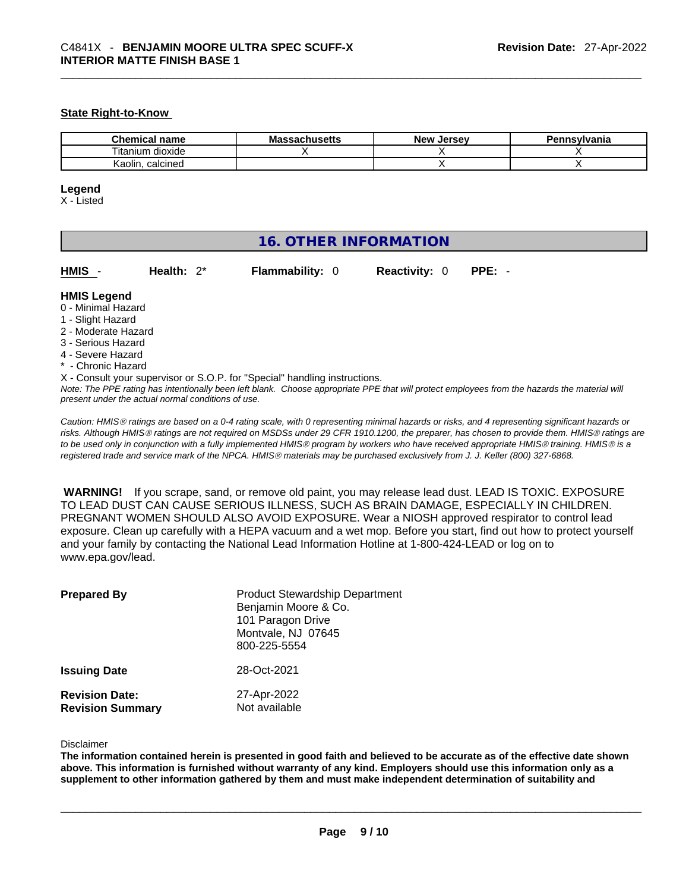#### State Right-to-Know

| Chemical name | Massachusetts | New Jersey | Pennsylvania |
|---|---|---|---|
| Titanium dioxide | X | X | X |
| Kaolin, calcined | | X | X |

**Legend**
X - Listed

## 16. OTHER INFORMATION

**HMIS** - **Health:** 2* **Flammability:** 0 **Reactivity:** 0 **PPE:** -

**HMIS Legend**
0 - Minimal Hazard
1 - Slight Hazard
2 - Moderate Hazard
3 - Serious Hazard
4 - Severe Hazard
* - Chronic Hazard
X - Consult your supervisor or S.O.P. for "Special" handling instructions.
*Note: The PPE rating has intentionally been left blank. Choose appropriate PPE that will protect employees from the hazards the material will present under the actual normal conditions of use.*

*Caution: HMIS® ratings are based on a 0-4 rating scale, with 0 representing minimal hazards or risks, and 4 representing significant hazards or risks. Although HMIS® ratings are not required on MSDSs under 29 CFR 1910.1200, the preparer, has chosen to provide them. HMIS® ratings are to be used only in conjunction with a fully implemented HMIS® program by workers who have received appropriate HMIS® training. HMIS® is a registered trade and service mark of the NPCA. HMIS® materials may be purchased exclusively from J. J. Keller (800) 327-6868.*

**WARNING!** If you scrape, sand, or remove old paint, you may release lead dust. LEAD IS TOXIC. EXPOSURE TO LEAD DUST CAN CAUSE SERIOUS ILLNESS, SUCH AS BRAIN DAMAGE, ESPECIALLY IN CHILDREN. PREGNANT WOMEN SHOULD ALSO AVOID EXPOSURE. Wear a NIOSH approved respirator to control lead exposure. Clean up carefully with a HEPA vacuum and a wet mop. Before you start, find out how to protect yourself and your family by contacting the National Lead Information Hotline at 1-800-424-LEAD or log on to www.epa.gov/lead.

**Prepared By** Product Stewardship Department
Benjamin Moore & Co.
101 Paragon Drive
Montvale, NJ 07645
800-225-5554

**Issuing Date** 28-Oct-2021

**Revision Date:** 27-Apr-2022
**Revision Summary** Not available

Disclaimer
**The information contained herein is presented in good faith and believed to be accurate as of the effective date shown above. This information is furnished without warranty of any kind. Employers should use this information only as a supplement to other information gathered by them and must make independent determination of suitability and**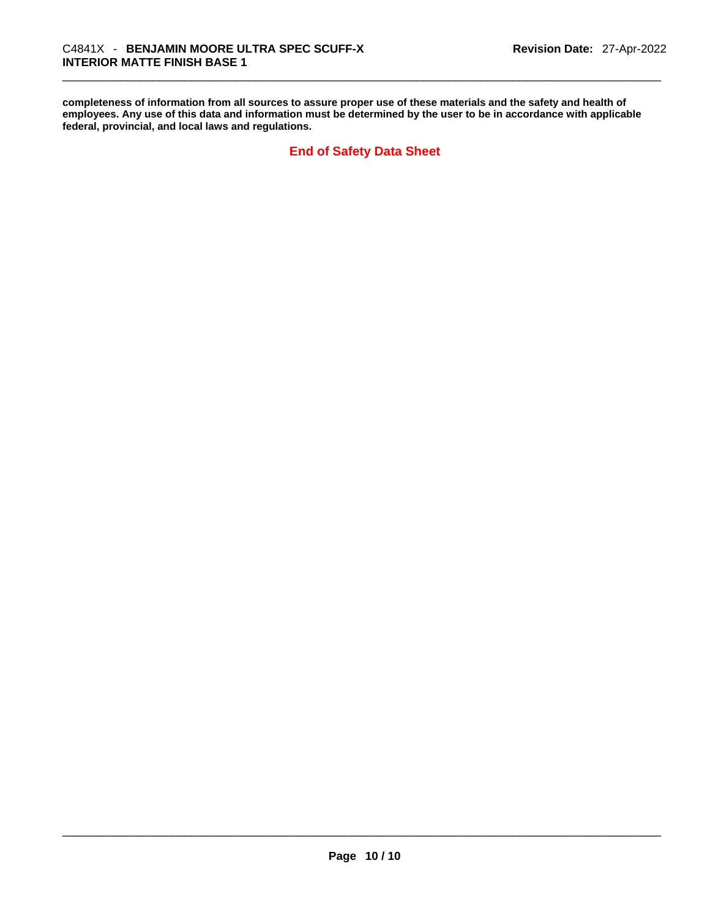**completeness of information from all sources to assure proper use of these materials and the safety and health of employees. Any use of this data and information must be determined by the user to be in accordance with applicable federal, provincial, and local laws and regulations.**

**End of Safety Data Sheet**